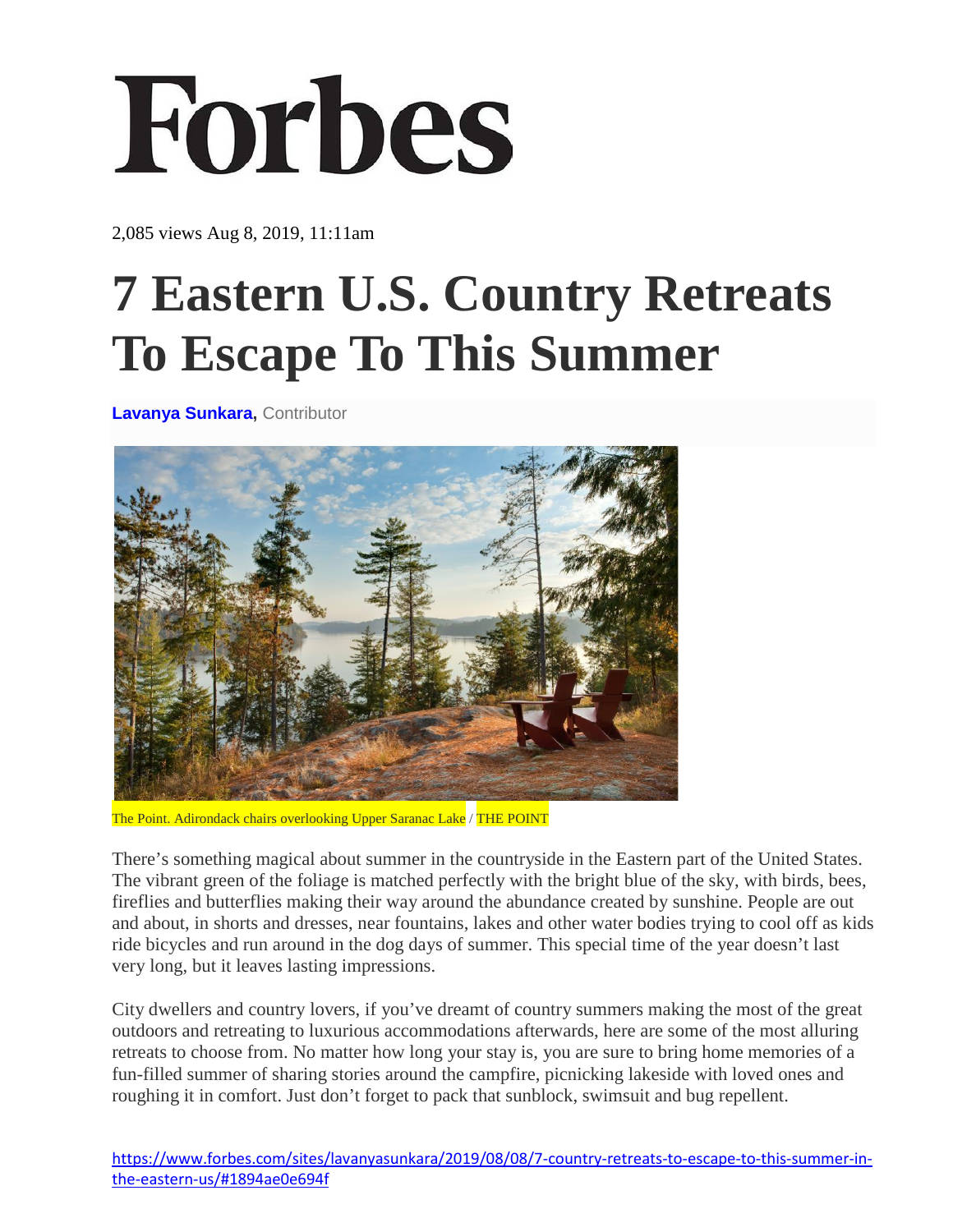Forbes

2,085 views Aug 8, 2019, 11:11am

# 7 Eastern U.S. Country Retreats To Escape To This Summer

**Lavanya Sunkara,** Contributor

The Point. Adirondack chairs overlooking Upper Saranac Lake / THE POINT

There's something magical about summer in the countryside in the Eastern part of the United States. The vibrant green of the foliage is matched perfectly with the bright blue of the sky, with birds, bees, fireflies and butterflies making their way around the abundance created by sunshine. People are out and about, in shorts and dresses, near fountains, lakes and other water bodies trying to cool off as kids ride bicycles and run around in the dog days of summer. This special time of the year doesn't last very long, but it leaves lasting impressions.

City dwellers and country lovers, if you've dreamt of country summers making the most of the great outdoors and retreating to luxurious accommodations afterwards, here are some of the most alluring retreats to choose from. No matter how long your stay is, you are sure to bring home memories of a fun-filled summer of sharing stories around the campfire, picnicking lakeside with loved ones and roughing it in comfort. Just don't forget to pack that sunblock, swimsuit and bug repellent.

https://www.forbes.com/sites/lavanyasunkara/2019/08/08/7-country-retreats-to-escape-to-this-summer-in-the-eastern-us/#1894ae0e694f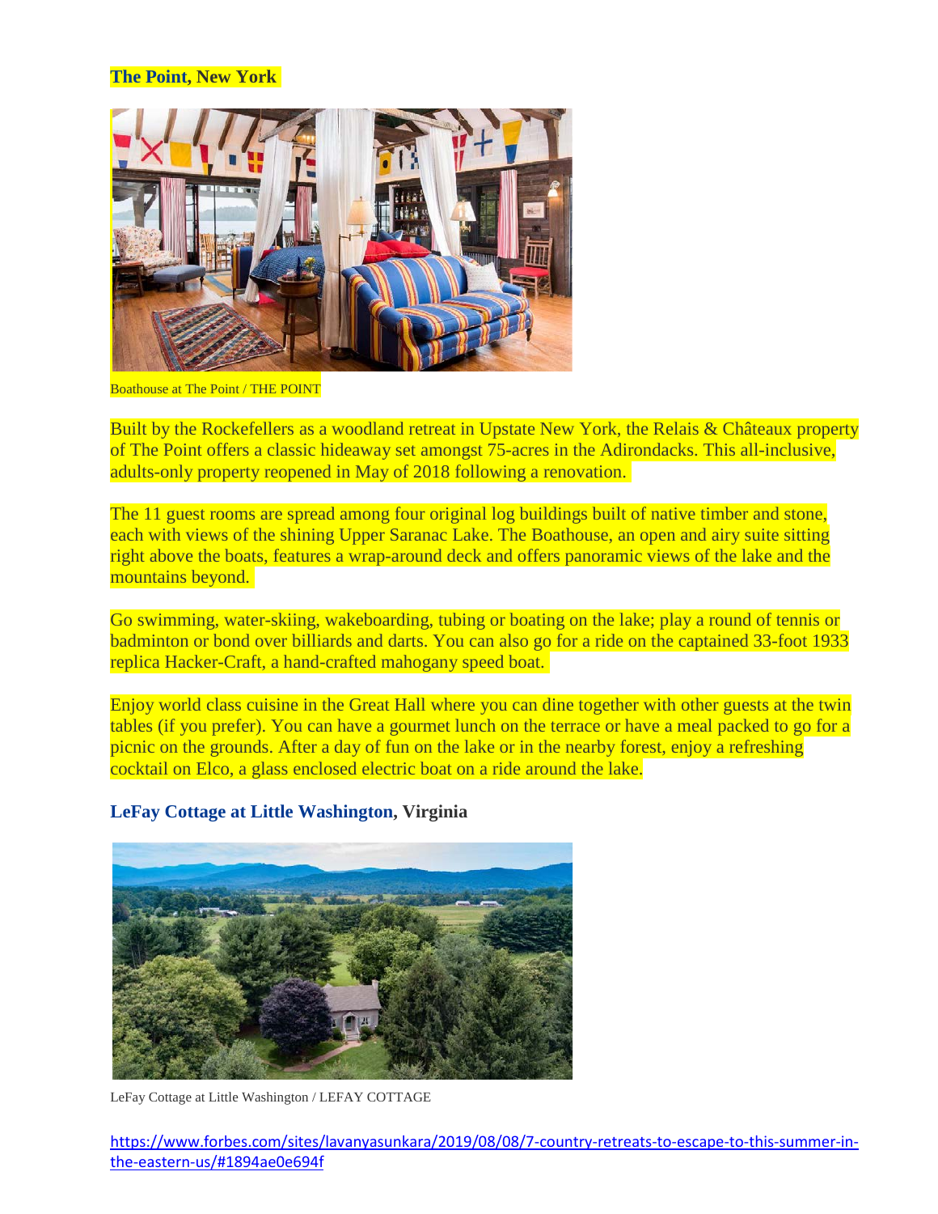### **The Point**, New York

Boathouse at The Point / THE POINT

Built by the Rockefellers as a woodland retreat in Upstate New York, the Relais & Châteaux property of The Point offers a classic hideaway set amongst 75-acres in the Adirondacks. This all-inclusive, adults-only property reopened in May of 2018 following a renovation.

The 11 guest rooms are spread among four original log buildings built of native timber and stone, each with views of the shining Upper Saranac Lake. The Boathouse, an open and airy suite sitting right above the boats, features a wrap-around deck and offers panoramic views of the lake and the mountains beyond.

Go swimming, water-skiing, wakeboarding, tubing or boating on the lake; play a round of tennis or badminton or bond over billiards and darts. You can also go for a ride on the captained 33-foot 1933 replica Hacker-Craft, a hand-crafted mahogany speed boat.

Enjoy world class cuisine in the Great Hall where you can dine together with other guests at the twin tables (if you prefer). You can have a gourmet lunch on the terrace or have a meal packed to go for a picnic on the grounds. After a day of fun on the lake or in the nearby forest, enjoy a refreshing cocktail on Elco, a glass enclosed electric boat on a ride around the lake.

### **LeFay Cottage at Little Washington**, Virginia

LeFay Cottage at Little Washington / LEFAY COTTAGE

https://www.forbes.com/sites/lavanyasunkara/2019/08/08/7-country-retreats-to-escape-to-this-summer-in-the-eastern-us/#1894ae0e694f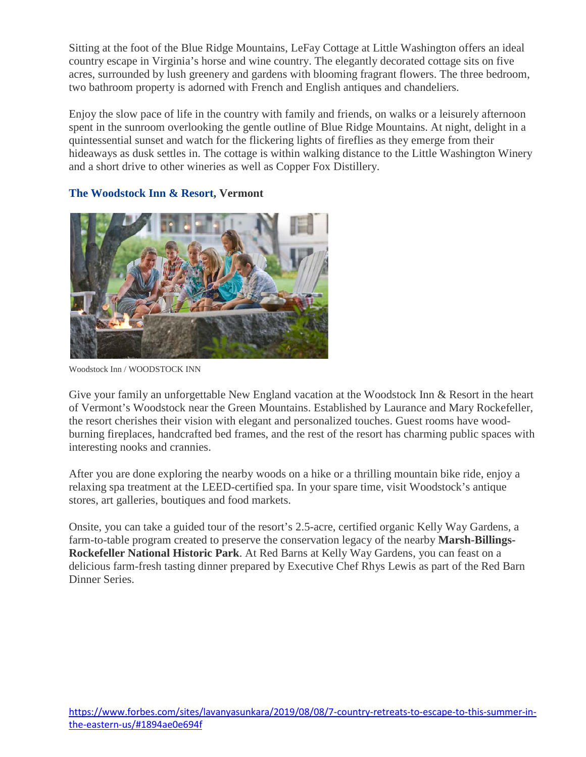Sitting at the foot of the Blue Ridge Mountains, LeFay Cottage at Little Washington offers an ideal country escape in Virginia's horse and wine country. The elegantly decorated cottage sits on five acres, surrounded by lush greenery and gardens with blooming fragrant flowers. The three bedroom, two bathroom property is adorned with French and English antiques and chandeliers.

Enjoy the slow pace of life in the country with family and friends, on walks or a leisurely afternoon spent in the sunroom overlooking the gentle outline of Blue Ridge Mountains. At night, delight in a quintessential sunset and watch for the flickering lights of fireflies as they emerge from their hideaways as dusk settles in. The cottage is within walking distance to the Little Washington Winery and a short drive to other wineries as well as Copper Fox Distillery.

**The Woodstock Inn & Resort, Vermont**

Woodstock Inn / WOODSTOCK INN

Give your family an unforgettable New England vacation at the Woodstock Inn & Resort in the heart of Vermont's Woodstock near the Green Mountains. Established by Laurance and Mary Rockefeller, the resort cherishes their vision with elegant and personalized touches. Guest rooms have wood-burning fireplaces, handcrafted bed frames, and the rest of the resort has charming public spaces with interesting nooks and crannies.

After you are done exploring the nearby woods on a hike or a thrilling mountain bike ride, enjoy a relaxing spa treatment at the LEED-certified spa. In your spare time, visit Woodstock's antique stores, art galleries, boutiques and food markets.

Onsite, you can take a guided tour of the resort's 2.5-acre, certified organic Kelly Way Gardens, a farm-to-table program created to preserve the conservation legacy of the nearby **Marsh-Billings-Rockefeller National Historic Park**. At Red Barns at Kelly Way Gardens, you can feast on a delicious farm-fresh tasting dinner prepared by Executive Chef Rhys Lewis as part of the Red Barn Dinner Series.

https://www.forbes.com/sites/lavanyasunkara/2019/08/08/7-country-retreats-to-escape-to-this-summer-in-the-eastern-us/#1894ae0e694f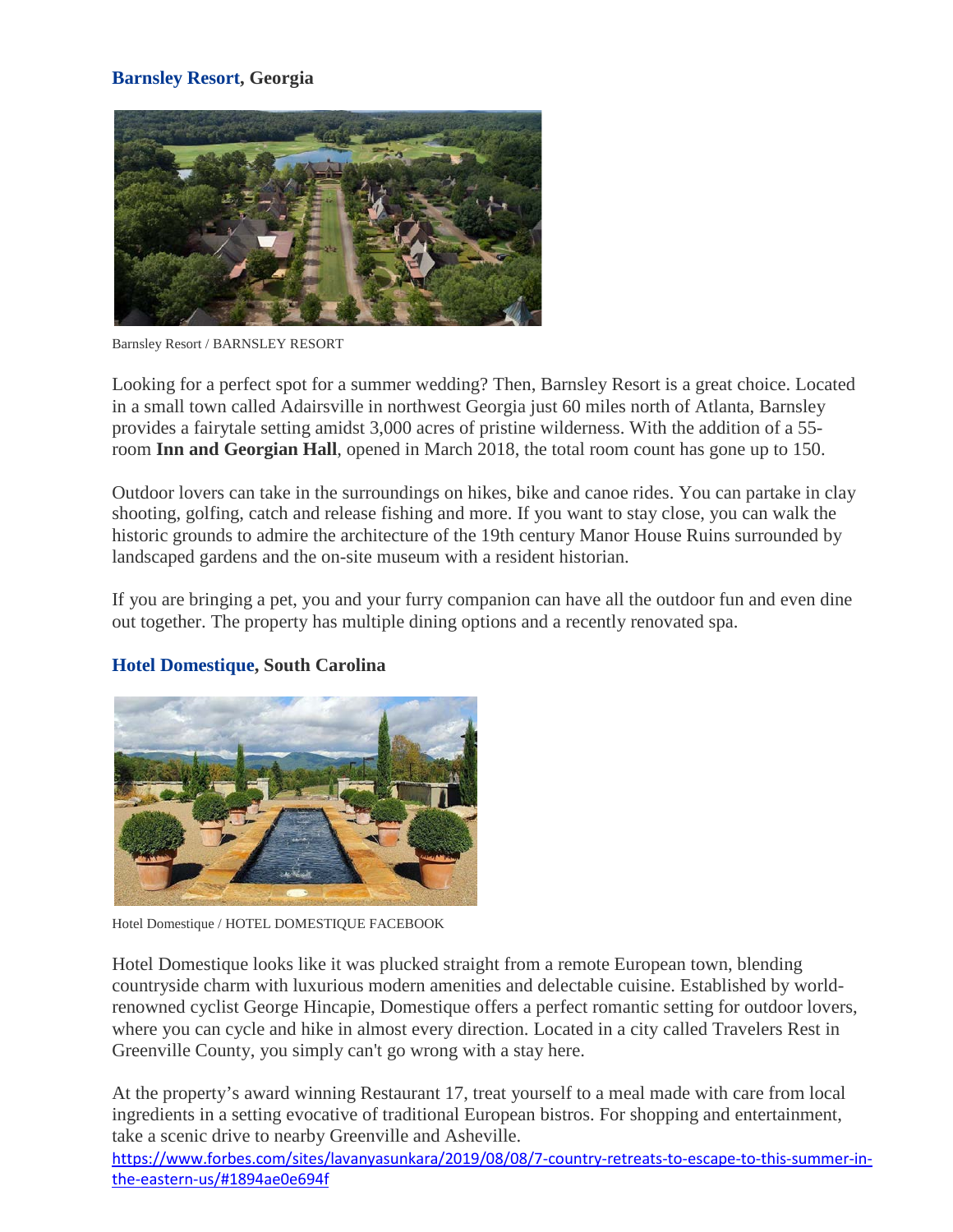### **Barnsley Resort, Georgia**

Barnsley Resort / BARNSLEY RESORT

Looking for a perfect spot for a summer wedding? Then, Barnsley Resort is a great choice. Located in a small town called Adairsville in northwest Georgia just 60 miles north of Atlanta, Barnsley provides a fairytale setting amidst 3,000 acres of pristine wilderness. With the addition of a 55-room **Inn and Georgian Hall**, opened in March 2018, the total room count has gone up to 150.

Outdoor lovers can take in the surroundings on hikes, bike and canoe rides. You can partake in clay shooting, golfing, catch and release fishing and more. If you want to stay close, you can walk the historic grounds to admire the architecture of the 19th century Manor House Ruins surrounded by landscaped gardens and the on-site museum with a resident historian.

If you are bringing a pet, you and your furry companion can have all the outdoor fun and even dine out together. The property has multiple dining options and a recently renovated spa.

### **Hotel Domestique, South Carolina**

Hotel Domestique / HOTEL DOMESTIQUE FACEBOOK

Hotel Domestique looks like it was plucked straight from a remote European town, blending countryside charm with luxurious modern amenities and delectable cuisine. Established by world-renowned cyclist George Hincapie, Domestique offers a perfect romantic setting for outdoor lovers, where you can cycle and hike in almost every direction. Located in a city called Travelers Rest in Greenville County, you simply can't go wrong with a stay here.

At the property's award winning Restaurant 17, treat yourself to a meal made with care from local ingredients in a setting evocative of traditional European bistros. For shopping and entertainment, take a scenic drive to nearby Greenville and Asheville.

https://www.forbes.com/sites/lavanyasunkara/2019/08/08/7-country-retreats-to-escape-to-this-summer-in-the-eastern-us/#1894ae0e694f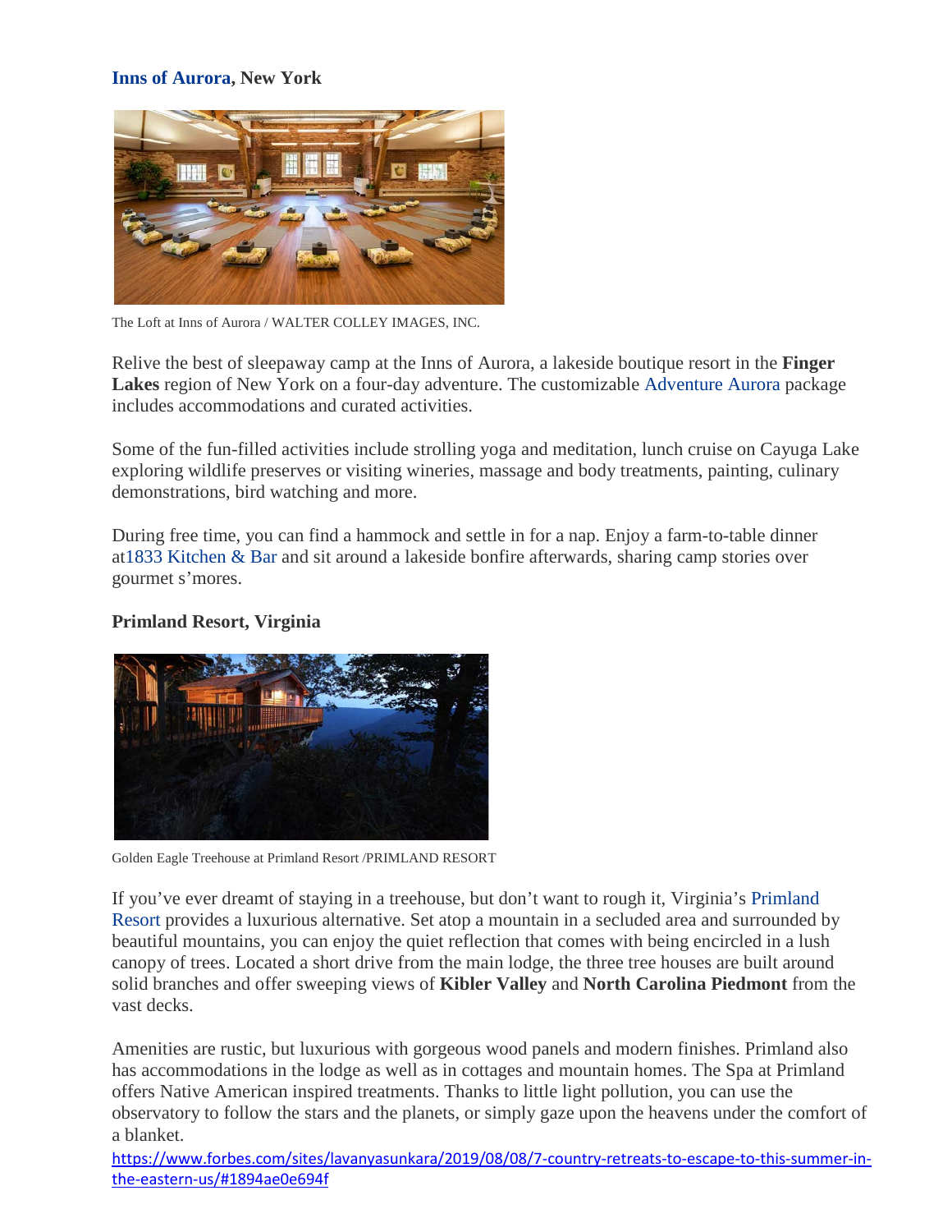**Inns of Aurora, New York**

The Loft at Inns of Aurora / WALTER COLLEY IMAGES, INC.

Relive the best of sleepaway camp at the Inns of Aurora, a lakeside boutique resort in the **Finger Lakes** region of New York on a four-day adventure. The customizable Adventure Aurora package includes accommodations and curated activities.

Some of the fun-filled activities include strolling yoga and meditation, lunch cruise on Cayuga Lake exploring wildlife preserves or visiting wineries, massage and body treatments, painting, culinary demonstrations, bird watching and more.

During free time, you can find a hammock and settle in for a nap. Enjoy a farm-to-table dinner at1833 Kitchen & Bar and sit around a lakeside bonfire afterwards, sharing camp stories over gourmet s'mores.

**Primland Resort, Virginia**

Golden Eagle Treehouse at Primland Resort /PRIMLAND RESORT

If you've ever dreamt of staying in a treehouse, but don't want to rough it, Virginia's Primland Resort provides a luxurious alternative. Set atop a mountain in a secluded area and surrounded by beautiful mountains, you can enjoy the quiet reflection that comes with being encircled in a lush canopy of trees. Located a short drive from the main lodge, the three tree houses are built around solid branches and offer sweeping views of **Kibler Valley** and **North Carolina Piedmont** from the vast decks.

Amenities are rustic, but luxurious with gorgeous wood panels and modern finishes. Primland also has accommodations in the lodge as well as in cottages and mountain homes. The Spa at Primland offers Native American inspired treatments. Thanks to little light pollution, you can use the observatory to follow the stars and the planets, or simply gaze upon the heavens under the comfort of a blanket.

https://www.forbes.com/sites/lavanyasunkara/2019/08/08/7-country-retreats-to-escape-to-this-summer-in-the-eastern-us/#1894ae0e694f